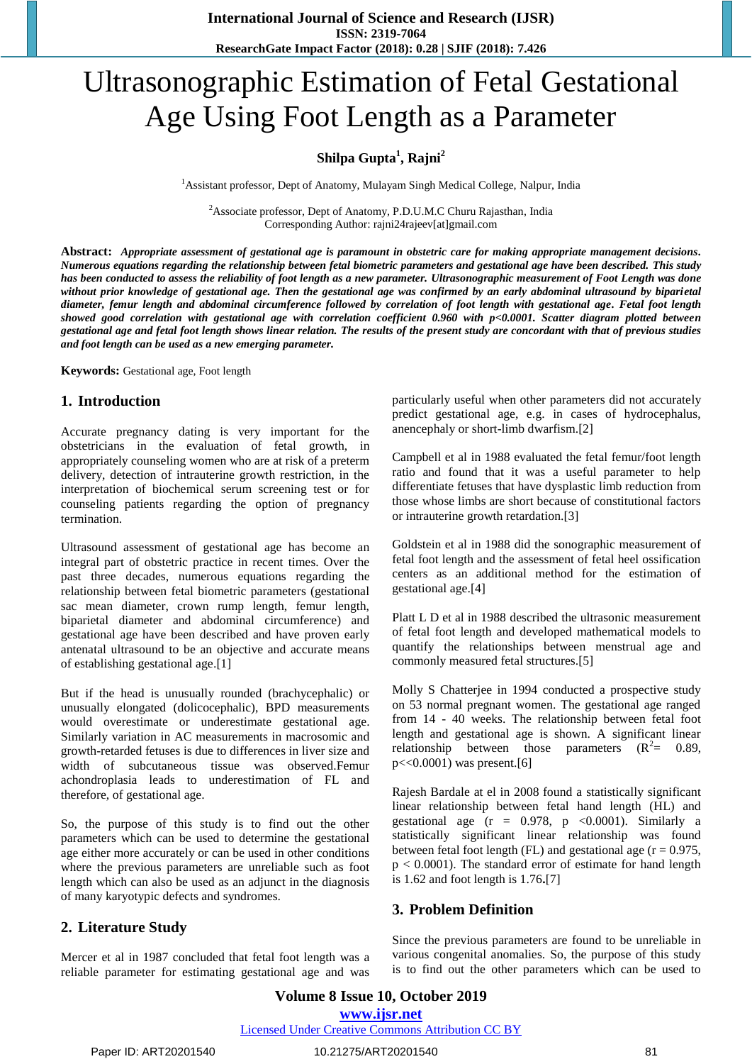# Ultrasonographic Estimation of Fetal Gestational Age Using Foot Length as a Parameter

**Shilpa Gupta[1], Rajni[2]**

[1]Assistant professor, Dept of Anatomy, Mulayam Singh Medical College, Nalpur, India

[2]Associate professor, Dept of Anatomy, P.D.U.M.C Churu Rajasthan, India
Corresponding Author: rajni24rajeev[at]gmail.com

**Abstract:** ***Appropriate assessment of gestational age is paramount in obstetric care for making appropriate management decisions. Numerous equations regarding the relationship between fetal biometric parameters and gestational age have been described. This study has been conducted to assess the reliability of foot length as a new parameter. Ultrasonographic measurement of Foot Length was done without prior knowledge of gestational age. Then the gestational age was confirmed by an early abdominal ultrasound by biparietal diameter, femur length and abdominal circumference followed by correlation of foot length with gestational age. Fetal foot length showed good correlation with gestational age with correlation coefficient 0.960 with p<0.0001. Scatter diagram plotted between gestational age and fetal foot length shows linear relation. The results of the present study are concordant with that of previous studies and foot length can be used as a new emerging parameter.***

**Keywords:** Gestational age, Foot length

## 1. Introduction

Accurate pregnancy dating is very important for the obstetricians in the evaluation of fetal growth, in appropriately counseling women who are at risk of a preterm delivery, detection of intrauterine growth restriction, in the interpretation of biochemical serum screening test or for counseling patients regarding the option of pregnancy termination.

Ultrasound assessment of gestational age has become an integral part of obstetric practice in recent times. Over the past three decades, numerous equations regarding the relationship between fetal biometric parameters (gestational sac mean diameter, crown rump length, femur length, biparietal diameter and abdominal circumference) and gestational age have been described and have proven early antenatal ultrasound to be an objective and accurate means of establishing gestational age.[1]

But if the head is unusually rounded (brachycephalic) or unusually elongated (dolicocephalic), BPD measurements would overestimate or underestimate gestational age. Similarly variation in AC measurements in macrosomic and growth-retarded fetuses is due to differences in liver size and width of subcutaneous tissue was observed.Femur achondroplasia leads to underestimation of FL and therefore, of gestational age.

So, the purpose of this study is to find out the other parameters which can be used to determine the gestational age either more accurately or can be used in other conditions where the previous parameters are unreliable such as foot length which can also be used as an adjunct in the diagnosis of many karyotypic defects and syndromes.

## 2. Literature Study

Mercer et al in 1987 concluded that fetal foot length was a reliable parameter for estimating gestational age and was particularly useful when other parameters did not accurately predict gestational age, e.g. in cases of hydrocephalus, anencephaly or short-limb dwarfism.[2]

Campbell et al in 1988 evaluated the fetal femur/foot length ratio and found that it was a useful parameter to help differentiate fetuses that have dysplastic limb reduction from those whose limbs are short because of constitutional factors or intrauterine growth retardation.[3]

Goldstein et al in 1988 did the sonographic measurement of fetal foot length and the assessment of fetal heel ossification centers as an additional method for the estimation of gestational age.[4]

Platt L D et al in 1988 described the ultrasonic measurement of fetal foot length and developed mathematical models to quantify the relationships between menstrual age and commonly measured fetal structures.[5]

Molly S Chatterjee in 1994 conducted a prospective study on 53 normal pregnant women. The gestational age ranged from 14 - 40 weeks. The relationship between fetal foot length and gestational age is shown. A significant linear relationship between those parameters ($R^2$= 0.89, $p<<0.0001$) was present.[6]

Rajesh Bardale at el in 2008 found a statistically significant linear relationship between fetal hand length (HL) and gestational age ($r$ = 0.978, $p$ <0.0001). Similarly a statistically significant linear relationship was found between fetal foot length (FL) and gestational age ($r$ = 0.975, $p$ < 0.0001). The standard error of estimate for hand length is 1.62 and foot length is 1.76.[7]

## 3. Problem Definition

Since the previous parameters are found to be unreliable in various congenital anomalies. So, the purpose of this study is to find out the other parameters which can be used to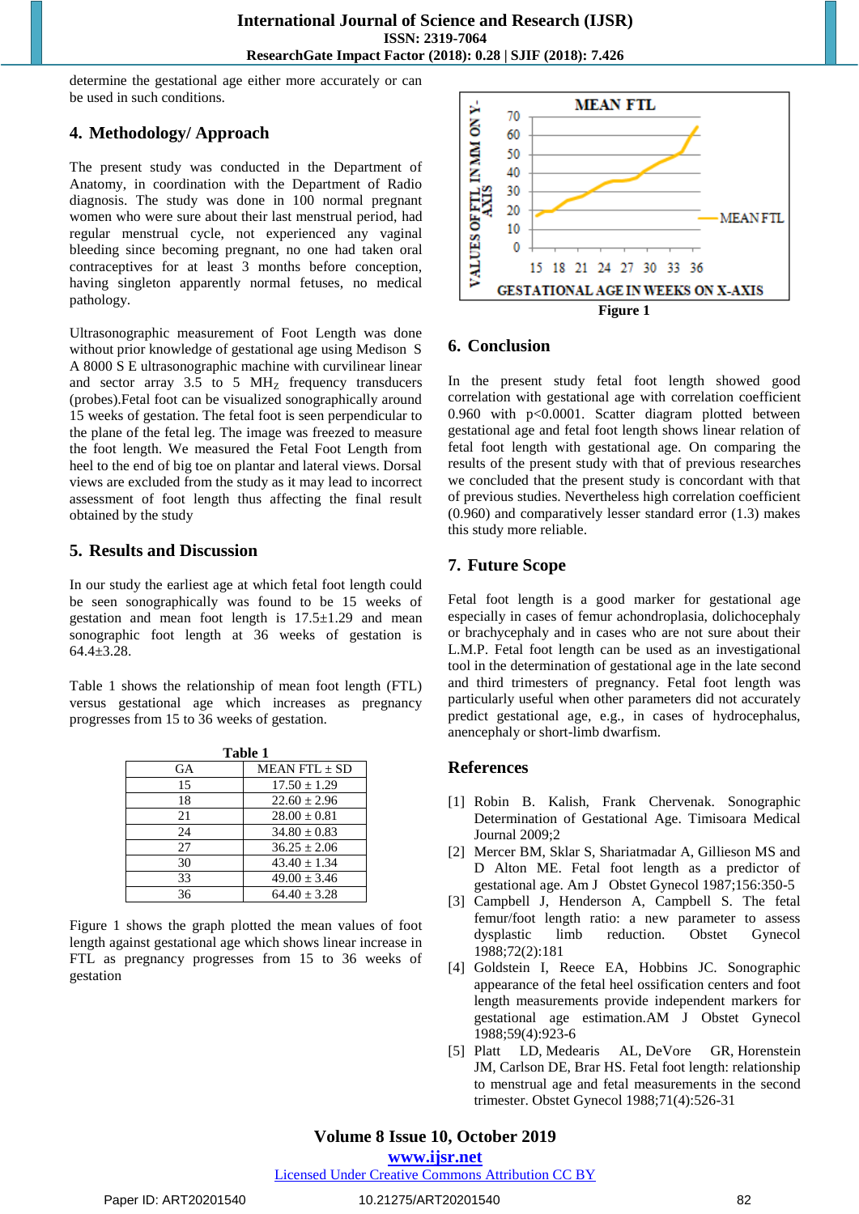determine the gestational age either more accurately or can be used in such conditions.

## 4. Methodology/ Approach

The present study was conducted in the Department of Anatomy, in coordination with the Department of Radio diagnosis. The study was done in 100 normal pregnant women who were sure about their last menstrual period, had regular menstrual cycle, not experienced any vaginal bleeding since becoming pregnant, no one had taken oral contraceptives for at least 3 months before conception, having singleton apparently normal fetuses, no medical pathology.

Ultrasonographic measurement of Foot Length was done without prior knowledge of gestational age using Medison S A 8000 S E ultrasonographic machine with curvilinear linear and sector array 3.5 to 5 $MH_Z$ frequency transducers (probes).Fetal foot can be visualized sonographically around 15 weeks of gestation. The fetal foot is seen perpendicular to the plane of the fetal leg. The image was freezed to measure the foot length. We measured the Fetal Foot Length from heel to the end of big toe on plantar and lateral views. Dorsal views are excluded from the study as it may lead to incorrect assessment of foot length thus affecting the final result obtained by the study

## 5. Results and Discussion

In our study the earliest age at which fetal foot length could be seen sonographically was found to be 15 weeks of gestation and mean foot length is 17.5±1.29 and mean sonographic foot length at 36 weeks of gestation is 64.4±3.28.

Table 1 shows the relationship of mean foot length (FTL) versus gestational age which increases as pregnancy progresses from 15 to 36 weeks of gestation.

**Table 1**

| GA | MEAN FTL ± SD |
|---|---|
| 15 | 17.50 ± 1.29 |
| 18 | 22.60 ± 2.96 |
| 21 | 28.00 ± 0.81 |
| 24 | 34.80 ± 0.83 |
| 27 | 36.25 ± 2.06 |
| 30 | 43.40 ± 1.34 |
| 33 | 49.00 ± 3.46 |
| 36 | 64.40 ± 3.28 |

Figure 1 shows the graph plotted the mean values of foot length against gestational age which shows linear increase in FTL as pregnancy progresses from 15 to 36 weeks of gestation

**Figure 1**

## 6. Conclusion

In the present study fetal foot length showed good correlation with gestational age with correlation coefficient 0.960 with $p<0.0001$. Scatter diagram plotted between gestational age and fetal foot length shows linear relation of fetal foot length with gestational age. On comparing the results of the present study with that of previous researches we concluded that the present study is concordant with that of previous studies. Nevertheless high correlation coefficient (0.960) and comparatively lesser standard error (1.3) makes this study more reliable.

## 7. Future Scope

Fetal foot length is a good marker for gestational age especially in cases of femur achondroplasia, dolichocephaly or brachycephaly and in cases who are not sure about their L.M.P. Fetal foot length can be used as an investigational tool in the determination of gestational age in the late second and third trimesters of pregnancy. Fetal foot length was particularly useful when other parameters did not accurately predict gestational age, e.g., in cases of hydrocephalus, anencephaly or short-limb dwarfism.

## References

[1] Robin B. Kalish, Frank Chervenak. Sonographic Determination of Gestational Age. Timisoara Medical Journal 2009;2

[2] Mercer BM, Sklar S, Shariatmadar A, Gillieson MS and D Alton ME. Fetal foot length as a predictor of gestational age. Am J Obstet Gynecol 1987;156:350-5

[3] Campbell J, Henderson A, Campbell S. The fetal femur/foot length ratio: a new parameter to assess dysplastic limb reduction. Obstet Gynecol 1988;72(2):181

[4] Goldstein I, Reece EA, Hobbins JC. Sonographic appearance of the fetal heel ossification centers and foot length measurements provide independent markers for gestational age estimation.AM J Obstet Gynecol 1988;59(4):923-6

[5] Platt LD, Medearis AL, DeVore GR, Horenstein JM, Carlson DE, Brar HS. Fetal foot length: relationship to menstrual age and fetal measurements in the second trimester. Obstet Gynecol 1988;71(4):526-31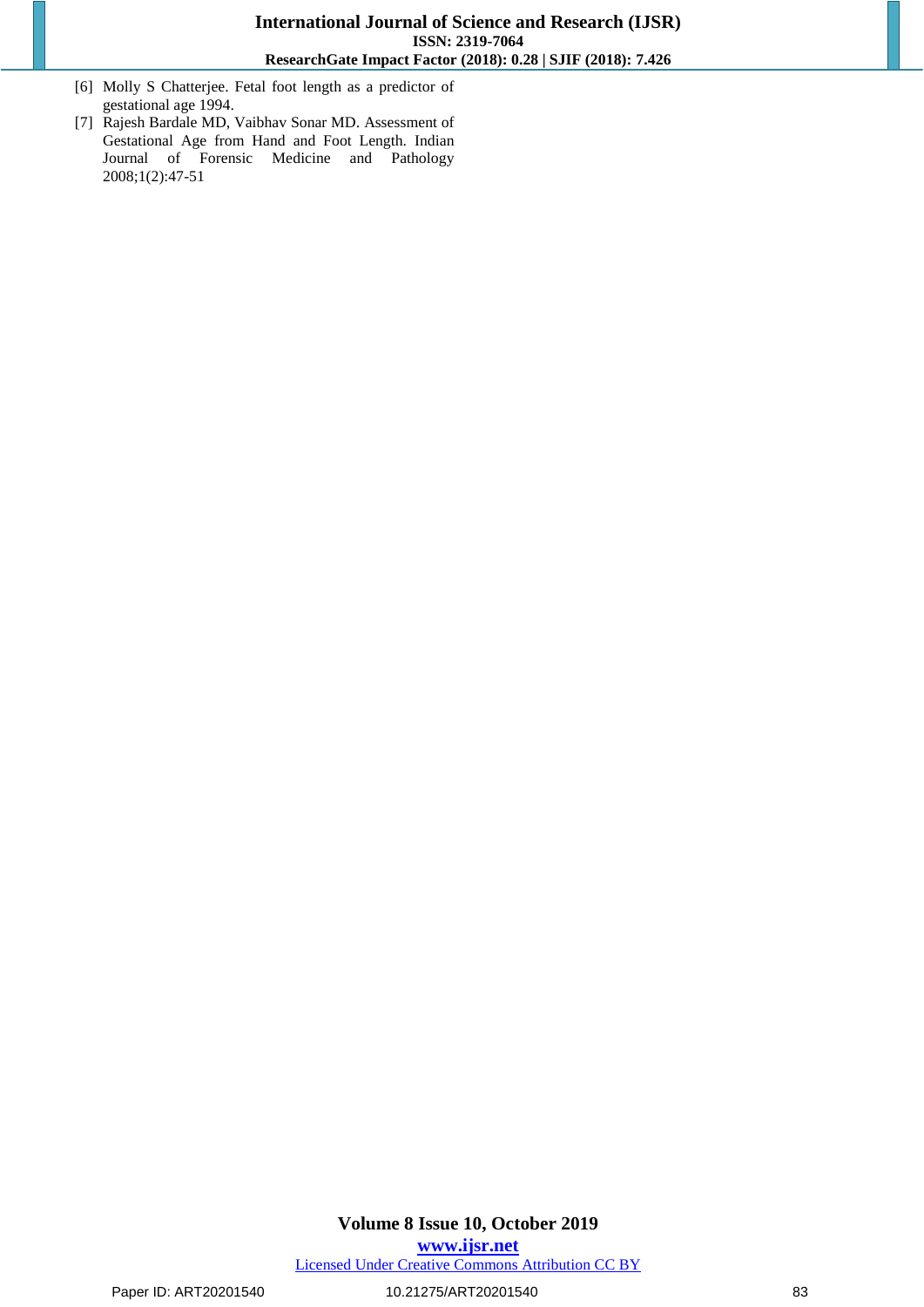[6] Molly S Chatterjee. Fetal foot length as a predictor of gestational age 1994.

[7] Rajesh Bardale MD, Vaibhav Sonar MD. Assessment of Gestational Age from Hand and Foot Length. Indian Journal of Forensic Medicine and Pathology 2008;1(2):47-51